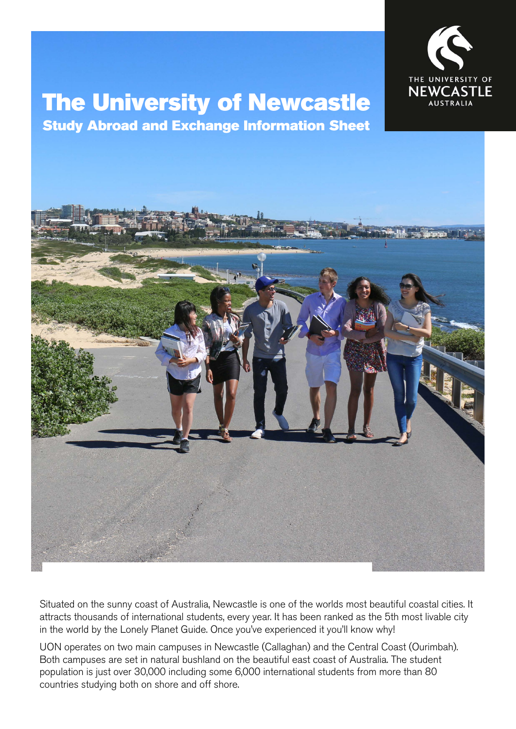THE UNIVERSITY OF NEWCASTLE AUSTRALIA

# The University of Newcastle

## Study Abroad and Exchange Information Sheet

Situated on the sunny coast of Australia, Newcastle is one of the worlds most beautiful coastal cities. It attracts thousands of international students, every year. It has been ranked as the 5th most livable city in the world by the Lonely Planet Guide. Once you've experienced it you'll know why!

UON operates on two main campuses in Newcastle (Callaghan) and the Central Coast (Ourimbah). Both campuses are set in natural bushland on the beautiful east coast of Australia. The student population is just over 30,000 including some 6,000 international students from more than 80 countries studying both on shore and off shore.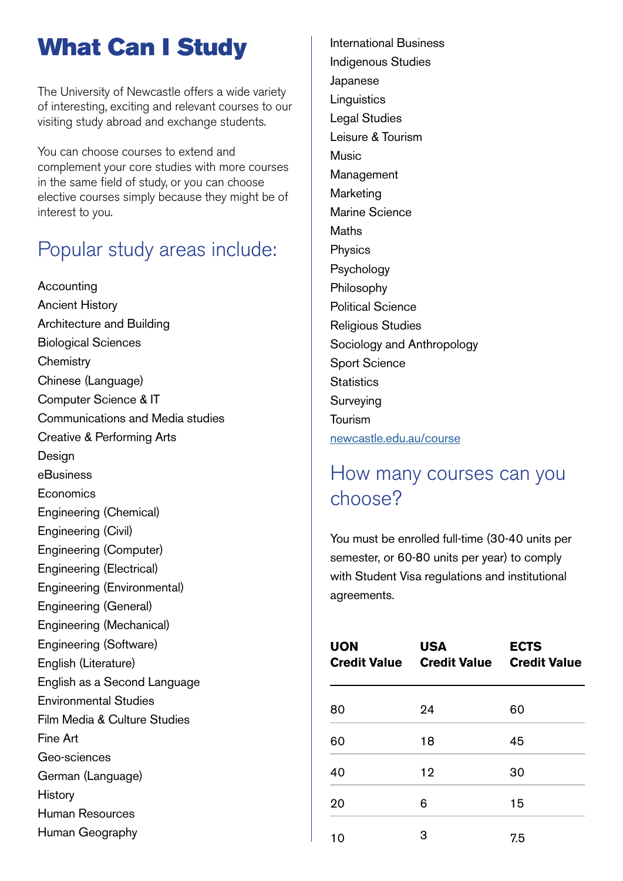# What Can I Study

The University of Newcastle offers a wide variety of interesting, exciting and relevant courses to our visiting study abroad and exchange students.

You can choose courses to extend and complement your core studies with more courses in the same field of study, or you can choose elective courses simply because they might be of interest to you.

## Popular study areas include:

Accounting
Ancient History
Architecture and Building
Biological Sciences
Chemistry
Chinese (Language)
Computer Science & IT
Communications and Media studies
Creative & Performing Arts
Design
eBusiness
Economics
Engineering (Chemical)
Engineering (Civil)
Engineering (Computer)
Engineering (Electrical)
Engineering (Environmental)
Engineering (General)
Engineering (Mechanical)
Engineering (Software)
English (Literature)
English as a Second Language
Environmental Studies
Film Media & Culture Studies
Fine Art
Geo-sciences
German (Language)
History
Human Resources
Human Geography
International Business
Indigenous Studies
Japanese
Linguistics
Legal Studies
Leisure & Tourism
Music
Management
Marketing
Marine Science
Maths
Physics
Psychology
Philosophy
Political Science
Religious Studies
Sociology and Anthropology
Sport Science
Statistics
Surveying
Tourism
[newcastle.edu.au/course](newcastle.edu.au/course)

## How many courses can you choose?

You must be enrolled full-time (30-40 units per semester, or 60-80 units per year) to comply with Student Visa regulations and institutional agreements.

| UON Credit Value | USA Credit Value | ECTS Credit Value |
|---|---|---|
| 80 | 24 | 60 |
| 60 | 18 | 45 |
| 40 | 12 | 30 |
| 20 | 6 | 15 |
| 10 | 3 | 7.5 |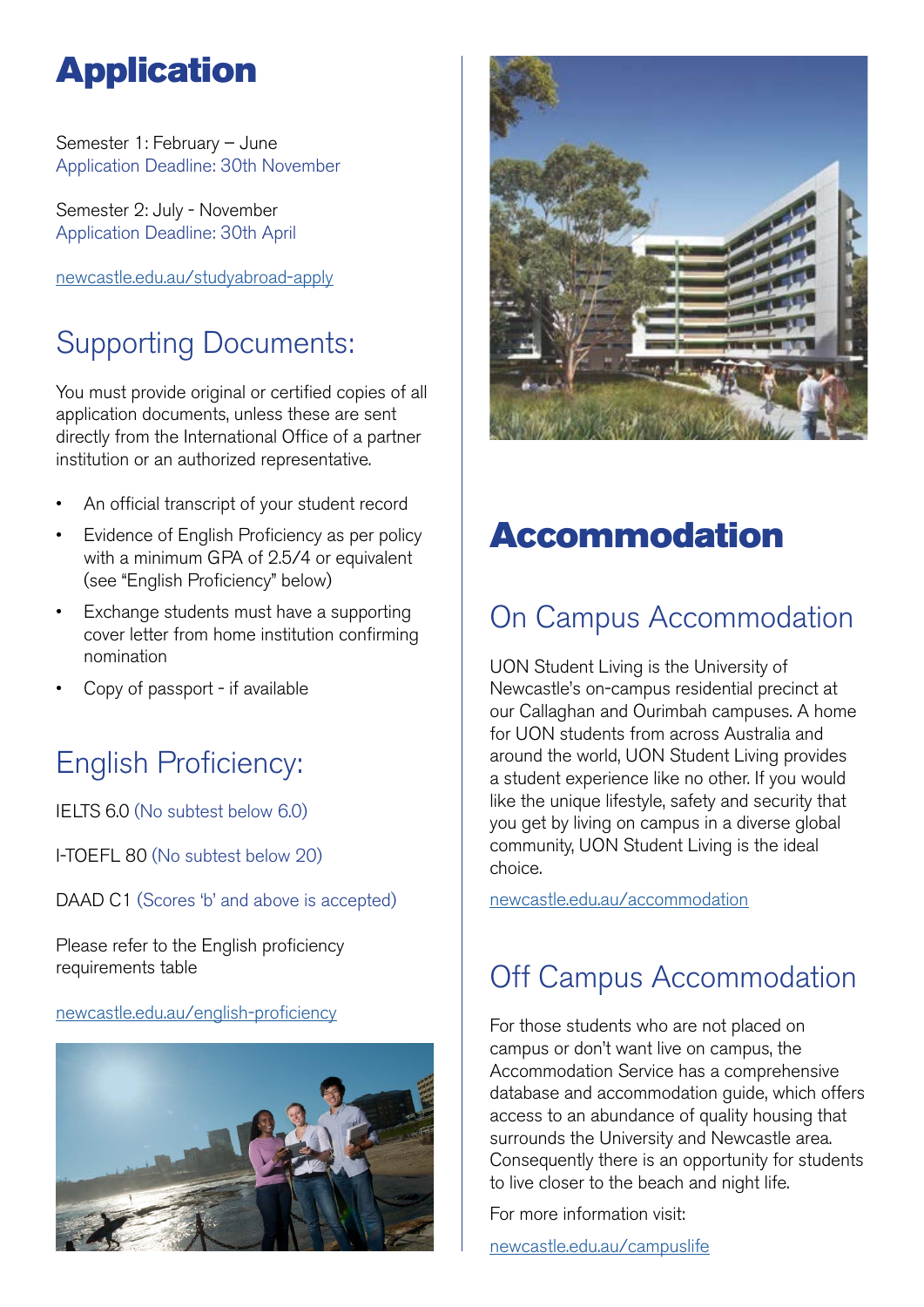# Application

Semester 1: February – June
Application Deadline: 30th November

Semester 2: July - November
Application Deadline: 30th April

newcastle.edu.au/studyabroad-apply

## Supporting Documents:

You must provide original or certified copies of all application documents, unless these are sent directly from the International Office of a partner institution or an authorized representative.

- An official transcript of your student record
- Evidence of English Proficiency as per policy with a minimum GPA of 2.5/4 or equivalent (see "English Proficiency" below)
- Exchange students must have a supporting cover letter from home institution confirming nomination
- Copy of passport - if available

## English Proficiency:

IELTS 6.0 (No subtest below 6.0)

I-TOEFL 80 (No subtest below 20)

DAAD C1 (Scores 'b' and above is accepted)

Please refer to the English proficiency requirements table

newcastle.edu.au/english-proficiency

# Accommodation

## On Campus Accommodation

UON Student Living is the University of Newcastle's on-campus residential precinct at our Callaghan and Ourimbah campuses. A home for UON students from across Australia and around the world, UON Student Living provides a student experience like no other. If you would like the unique lifestyle, safety and security that you get by living on campus in a diverse global community, UON Student Living is the ideal choice.

newcastle.edu.au/accommodation

## Off Campus Accommodation

For those students who are not placed on campus or don't want live on campus, the Accommodation Service has a comprehensive database and accommodation guide, which offers access to an abundance of quality housing that surrounds the University and Newcastle area. Consequently there is an opportunity for students to live closer to the beach and night life.

For more information visit:

newcastle.edu.au/campuslife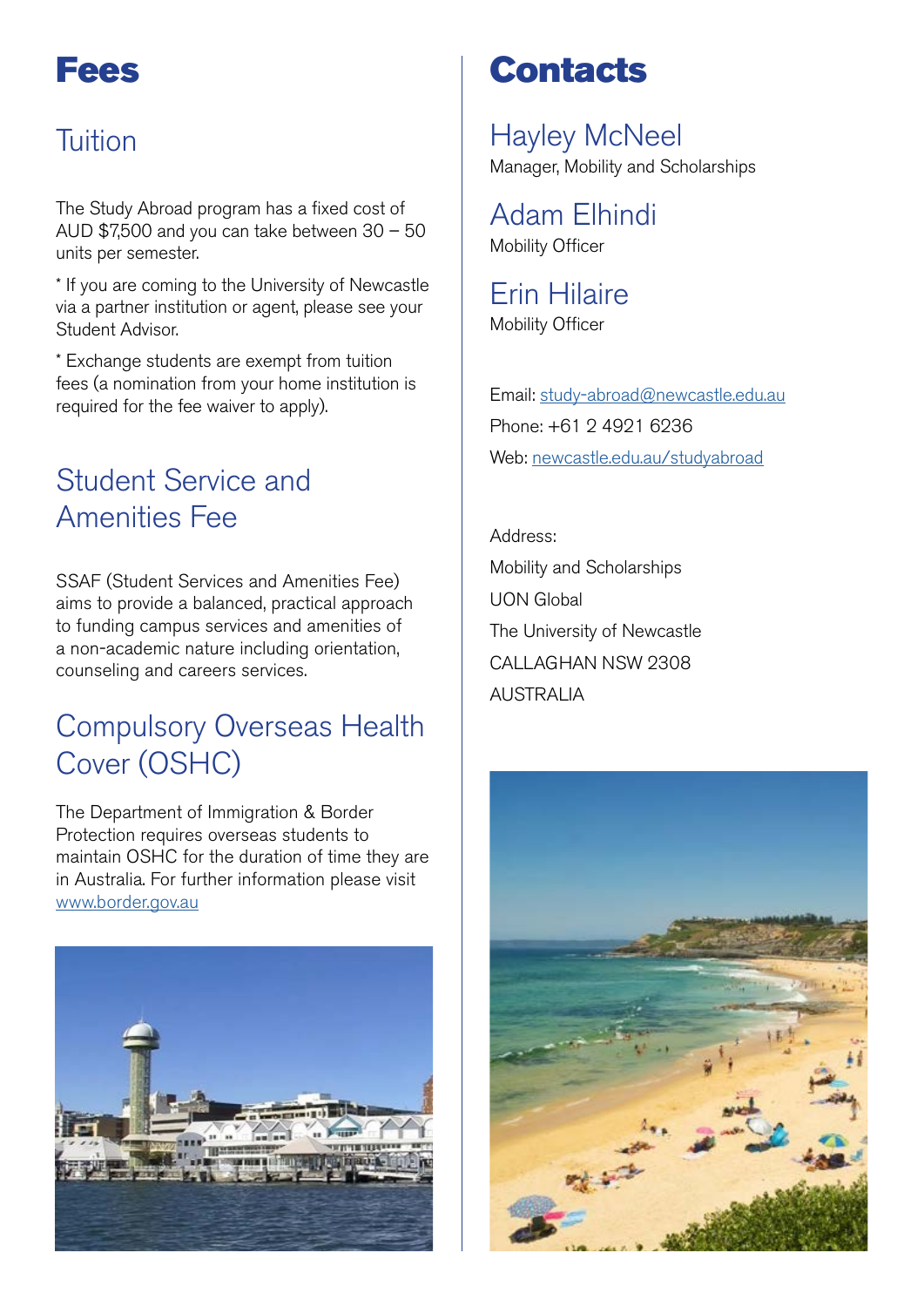# Fees

## Tuition

The Study Abroad program has a fixed cost of AUD $7,500 and you can take between 30 – 50 units per semester.

* If you are coming to the University of Newcastle via a partner institution or agent, please see your Student Advisor.

* Exchange students are exempt from tuition fees (a nomination from your home institution is required for the fee waiver to apply).

## Student Service and Amenities Fee

SSAF (Student Services and Amenities Fee) aims to provide a balanced, practical approach to funding campus services and amenities of a non-academic nature including orientation, counseling and careers services.

## Compulsory Overseas Health Cover (OSHC)

The Department of Immigration & Border Protection requires overseas students to maintain OSHC for the duration of time they are in Australia. For further information please visit www.border.gov.au

# Contacts

## Hayley McNeel

Manager, Mobility and Scholarships

## Adam Elhindi

Mobility Officer

## Erin Hilaire

Mobility Officer

Email: study-abroad@newcastle.edu.au

Phone: +61 2 4921 6236

Web: newcastle.edu.au/studyabroad

Address:
Mobility and Scholarships
UON Global
The University of Newcastle
CALLAGHAN NSW 2308
AUSTRALIA